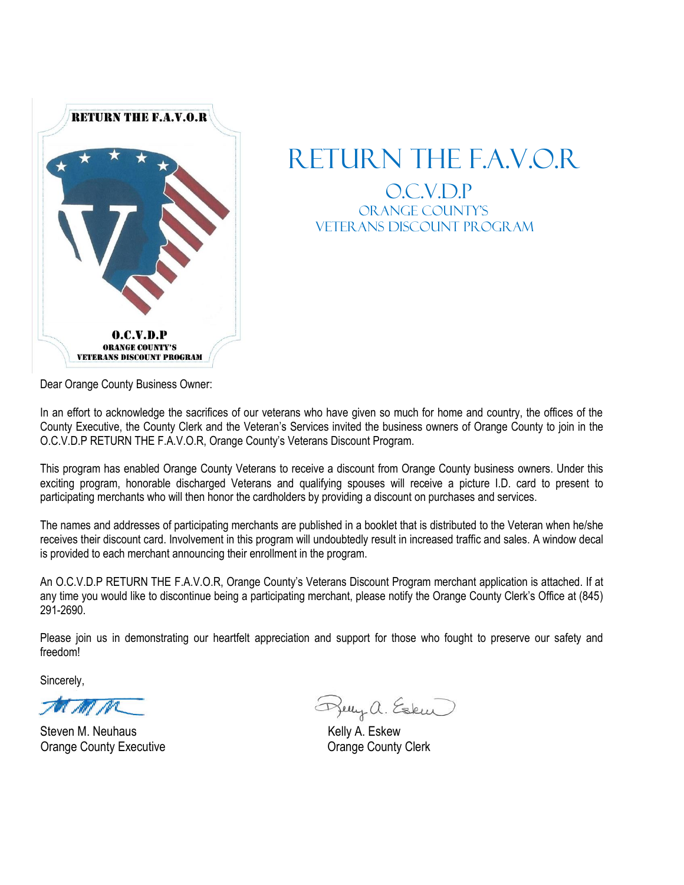# RETURN THE F.A.V.O.R

## O.C.V.D.P

### ORANGE COUNTY'S VETERANS DISCOUNT PROGRAM

Dear Orange County Business Owner:

In an effort to acknowledge the sacrifices of our veterans who have given so much for home and country, the offices of the County Executive, the County Clerk and the Veteran's Services invited the business owners of Orange County to join in the O.C.V.D.P RETURN THE F.A.V.O.R, Orange County's Veterans Discount Program.

This program has enabled Orange County Veterans to receive a discount from Orange County business owners. Under this exciting program, honorable discharged Veterans and qualifying spouses will receive a picture I.D. card to present to participating merchants who will then honor the cardholders by providing a discount on purchases and services.

The names and addresses of participating merchants are published in a booklet that is distributed to the Veteran when he/she receives their discount card. Involvement in this program will undoubtedly result in increased traffic and sales. A window decal is provided to each merchant announcing their enrollment in the program.

An O.C.V.D.P RETURN THE F.A.V.O.R, Orange County's Veterans Discount Program merchant application is attached. If at any time you would like to discontinue being a participating merchant, please notify the Orange County Clerk's Office at (845) 291-2690.

Please join us in demonstrating our heartfelt appreciation and support for those who fought to preserve our safety and freedom!

Sincerely,

Steven M. Neuhaus
Orange County Executive

Kelly A. Eskew
Orange County Clerk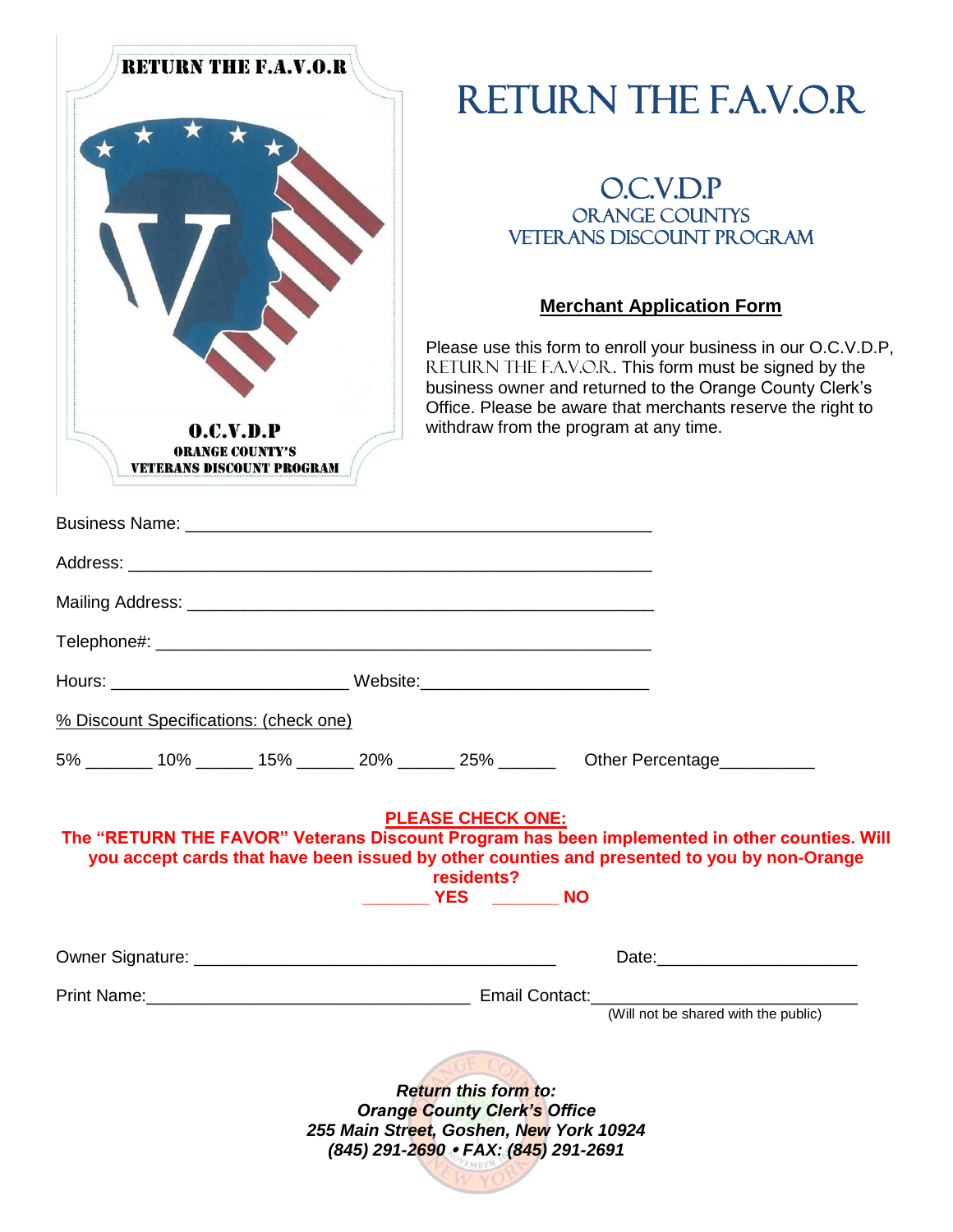RETURN THE F.A.V.O.R

O.C.V.D.P
ORANGE COUNTY'S
VETERANS DISCOUNT PROGRAM

# RETURN THE F.A.V.O.R

## O.C.V.D.P
### ORANGE COUNTYS VETERANS DISCOUNT PROGRAM

**Merchant Application Form**

Please use this form to enroll your business in our O.C.V.D.P, RETURN THE F.A.V.O.R. This form must be signed by the business owner and returned to the Orange County Clerk's Office. Please be aware that merchants reserve the right to withdraw from the program at any time.

Business Name: ___________________________________________________

Address: ________________________________________________________

Mailing Address: _________________________________________________

Telephone#: _____________________________________________________

Hours: _________________________ Website:________________________

% Discount Specifications: (check one)

5% _______ 10% ______ 15% ______ 20% ______ 25% ______ Other Percentage__________

**PLEASE CHECK ONE:**

**The "RETURN THE FAVOR" Veterans Discount Program has been implemented in other counties. Will you accept cards that have been issued by other counties and presented to you by non-Orange residents?**

**_______ YES _______ NO**

Owner Signature: ______________________________________ Date:_____________________

Print Name:__________________________________ Email Contact:___________________________
(Will not be shared with the public)

***Return this form to:***
***Orange County Clerk's Office***
***255 Main Street, Goshen, New York 10924***
***(845) 291-2690 • FAX: (845) 291-2691***